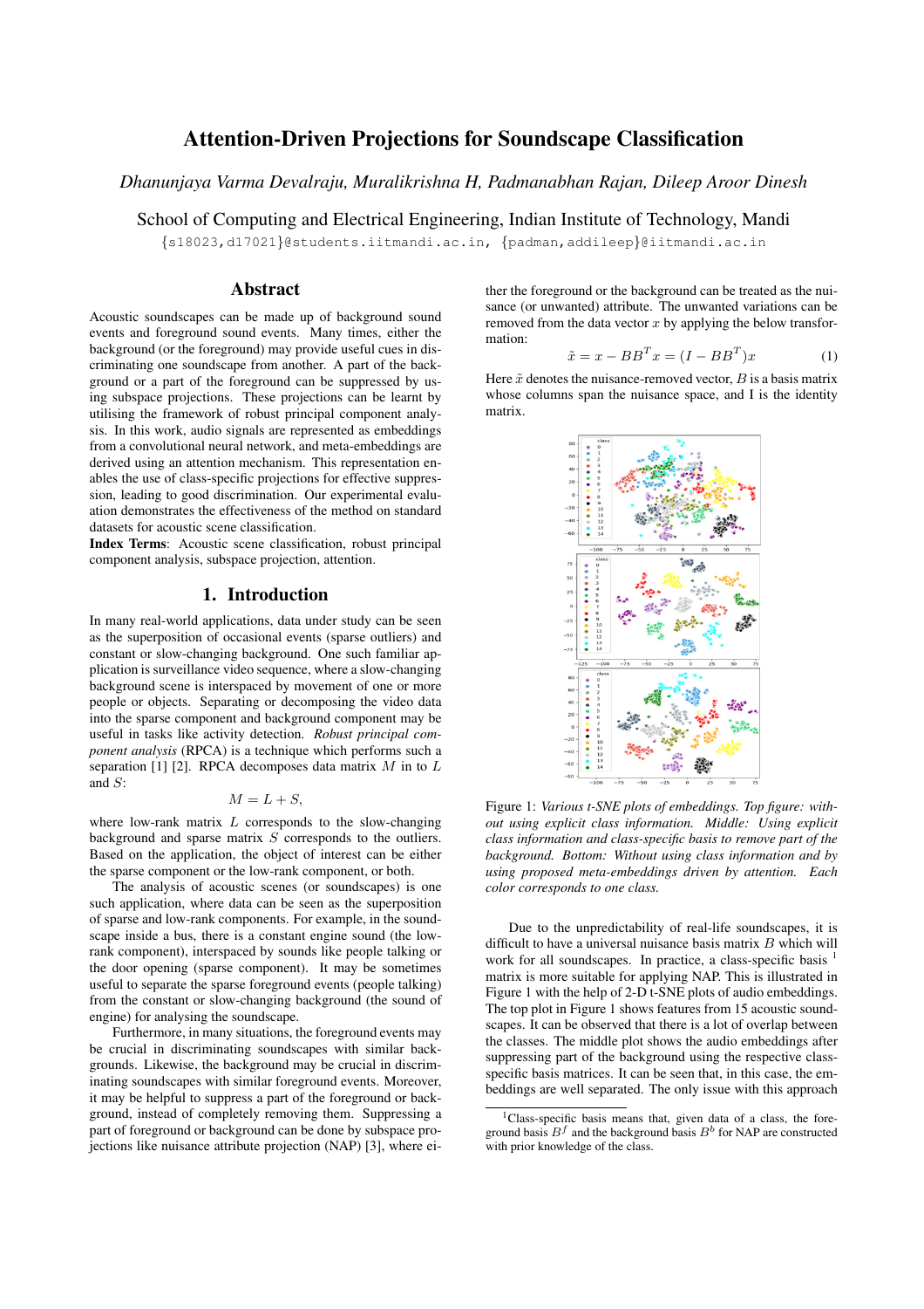# Attention-Driven Projections for Soundscape Classification

*Dhanunjaya Varma Devalraju, Muralikrishna H, Padmanabhan Rajan, Dileep Aroor Dinesh*

School of Computing and Electrical Engineering, Indian Institute of Technology, Mandi

{s18023,d17021}@students.iitmandi.ac.in, {padman,addileep}@iitmandi.ac.in

## Abstract

Acoustic soundscapes can be made up of background sound events and foreground sound events. Many times, either the background (or the foreground) may provide useful cues in discriminating one soundscape from another. A part of the background or a part of the foreground can be suppressed by using subspace projections. These projections can be learnt by utilising the framework of robust principal component analysis. In this work, audio signals are represented as embeddings from a convolutional neural network, and meta-embeddings are derived using an attention mechanism. This representation enables the use of class-specific projections for effective suppression, leading to good discrimination. Our experimental evaluation demonstrates the effectiveness of the method on standard datasets for acoustic scene classification.

**Index Terms**: Acoustic scene classification, robust principal component analysis, subspace projection, attention.

## 1. Introduction

In many real-world applications, data under study can be seen as the superposition of occasional events (sparse outliers) and constant or slow-changing background. One such familiar application is surveillance video sequence, where a slow-changing background scene is interspaced by movement of one or more people or objects. Separating or decomposing the video data into the sparse component and background component may be useful in tasks like activity detection. *Robust principal component analysis* (RPCA) is a technique which performs such a separation [1] [2]. RPCA decomposes data matrix $M$ in to $L$ and $S$:

$$M = L + S,$$

where low-rank matrix $L$ corresponds to the slow-changing background and sparse matrix $S$ corresponds to the outliers. Based on the application, the object of interest can be either the sparse component or the low-rank component, or both.

The analysis of acoustic scenes (or soundscapes) is one such application, where data can be seen as the superposition of sparse and low-rank components. For example, in the soundscape inside a bus, there is a constant engine sound (the low-rank component), interspaced by sounds like people talking or the door opening (sparse component). It may be sometimes useful to separate the sparse foreground events (people talking) from the constant or slow-changing background (the sound of engine) for analysing the soundscape.

Furthermore, in many situations, the foreground events may be crucial in discriminating soundscapes with similar backgrounds. Likewise, the background may be crucial in discriminating soundscapes with similar foreground events. Moreover, it may be helpful to suppress a part of the foreground or background, instead of completely removing them. Suppressing a part of foreground or background can be done by subspace projections like nuisance attribute projection (NAP) [3], where either the foreground or the background can be treated as the nuisance (or unwanted) attribute. The unwanted variations can be removed from the data vector $x$ by applying the below transformation:

$$\tilde{x} = x - BB^T x = (I - BB^T)x \tag{1}$$

Here $\tilde{x}$ denotes the nuisance-removed vector, $B$ is a basis matrix whose columns span the nuisance space, and I is the identity matrix.

Figure 1: *Various t-SNE plots of embeddings. Top figure: without using explicit class information. Middle: Using explicit class information and class-specific basis to remove part of the background. Bottom: Without using class information and by using proposed meta-embeddings driven by attention. Each color corresponds to one class.*

Due to the unpredictability of real-life soundscapes, it is difficult to have a universal nuisance basis matrix $B$ which will work for all soundscapes. In practice, a class-specific basis [1] matrix is more suitable for applying NAP. This is illustrated in Figure 1 with the help of 2-D t-SNE plots of audio embeddings. The top plot in Figure 1 shows features from 15 acoustic soundscapes. It can be observed that there is a lot of overlap between the classes. The middle plot shows the audio embeddings after suppressing part of the background using the respective class-specific basis matrices. It can be seen that, in this case, the embeddings are well separated. The only issue with this approach

[1]Class-specific basis means that, given data of a class, the foreground basis $B^f$ and the background basis $B^b$ for NAP are constructed with prior knowledge of the class.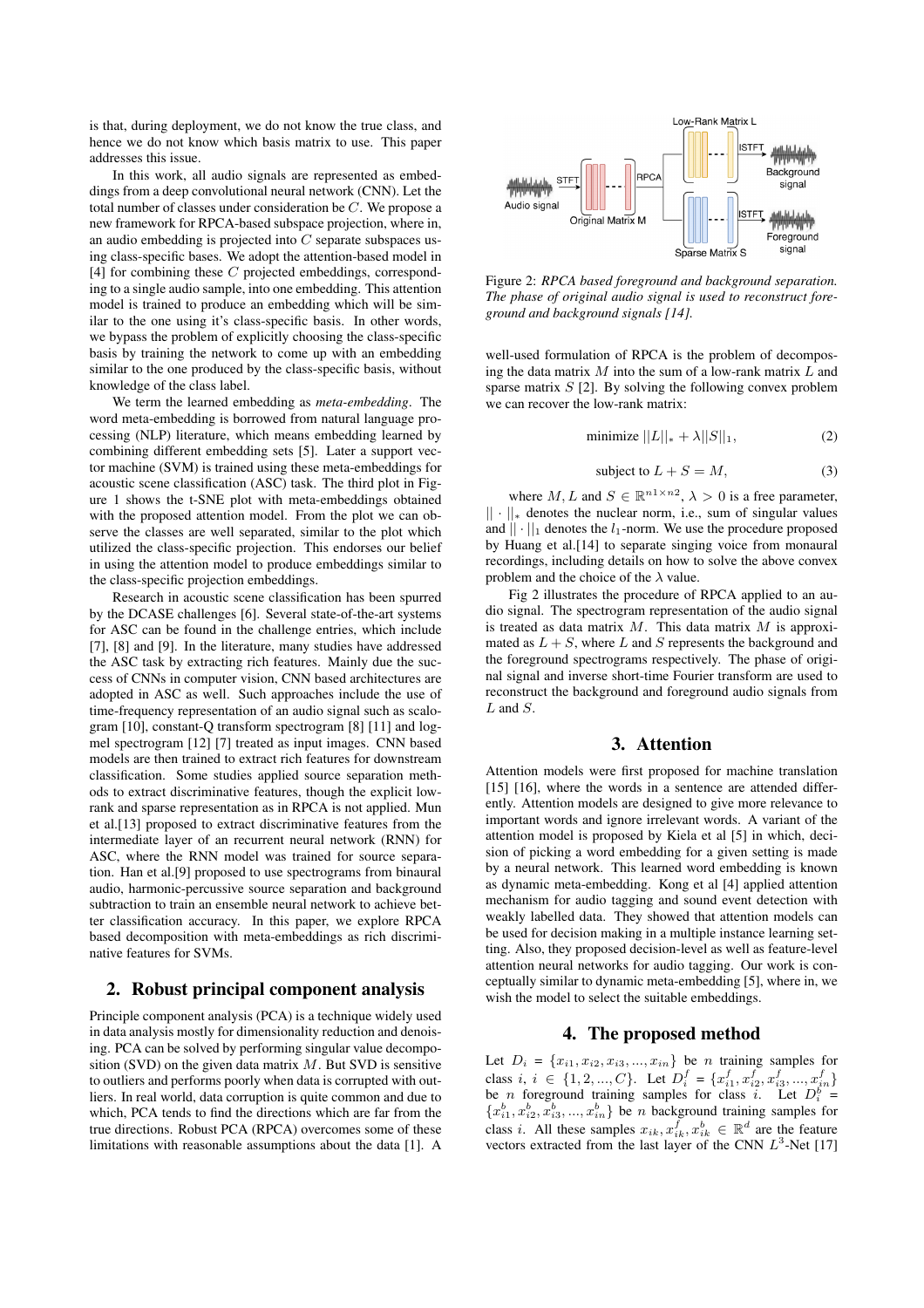is that, during deployment, we do not know the true class, and hence we do not know which basis matrix to use. This paper addresses this issue.

In this work, all audio signals are represented as embeddings from a deep convolutional neural network (CNN). Let the total number of classes under consideration be $C$. We propose a new framework for RPCA-based subspace projection, where in, an audio embedding is projected into $C$ separate subspaces using class-specific bases. We adopt the attention-based model in [4] for combining these $C$ projected embeddings, corresponding to a single audio sample, into one embedding. This attention model is trained to produce an embedding which will be similar to the one using it's class-specific basis. In other words, we bypass the problem of explicitly choosing the class-specific basis by training the network to come up with an embedding similar to the one produced by the class-specific basis, without knowledge of the class label.

We term the learned embedding as *meta-embedding*. The word meta-embedding is borrowed from natural language processing (NLP) literature, which means embedding learned by combining different embedding sets [5]. Later a support vector machine (SVM) is trained using these meta-embeddings for acoustic scene classification (ASC) task. The third plot in Figure 1 shows the t-SNE plot with meta-embeddings obtained with the proposed attention model. From the plot we can observe the classes are well separated, similar to the plot which utilized the class-specific projection. This endorses our belief in using the attention model to produce embeddings similar to the class-specific projection embeddings.

Research in acoustic scene classification has been spurred by the DCASE challenges [6]. Several state-of-the-art systems for ASC can be found in the challenge entries, which include [7], [8] and [9]. In the literature, many studies have addressed the ASC task by extracting rich features. Mainly due the success of CNNs in computer vision, CNN based architectures are adopted in ASC as well. Such approaches include the use of time-frequency representation of an audio signal such as scalogram [10], constant-Q transform spectrogram [8] [11] and log-mel spectrogram [12] [7] treated as input images. CNN based models are then trained to extract rich features for downstream classification. Some studies applied source separation methods to extract discriminative features, though the explicit low-rank and sparse representation as in RPCA is not applied. Mun et al.[13] proposed to extract discriminative features from the intermediate layer of an recurrent neural network (RNN) for ASC, where the RNN model was trained for source separation. Han et al.[9] proposed to use spectrograms from binaural audio, harmonic-percussive source separation and background subtraction to train an ensemble neural network to achieve better classification accuracy. In this paper, we explore RPCA based decomposition with meta-embeddings as rich discriminative features for SVMs.

## 2. Robust principal component analysis

Principle component analysis (PCA) is a technique widely used in data analysis mostly for dimensionality reduction and denoising. PCA can be solved by performing singular value decomposition (SVD) on the given data matrix $M$. But SVD is sensitive to outliers and performs poorly when data is corrupted with outliers. In real world, data corruption is quite common and due to which, PCA tends to find the directions which are far from the true directions. Robust PCA (RPCA) overcomes some of these limitations with reasonable assumptions about the data [1]. A well-used formulation of RPCA is the problem of decomposing the data matrix $M$ into the sum of a low-rank matrix $L$ and sparse matrix $S$ [2]. By solving the following convex problem we can recover the low-rank matrix:

$$\text{minimize } ||L||_* + \lambda||S||_1, \tag{2}$$

$$\text{subject to } L + S = M, \tag{3}$$

where $M, L$ and $S \in \mathbb{R}^{n1 \times n2}$, $\lambda > 0$ is a free parameter, $||\cdot||_*$ denotes the nuclear norm, i.e., sum of singular values and $||\cdot||_1$ denotes the $l_1$-norm. We use the procedure proposed by Huang et al.[14] to separate singing voice from monaural recordings, including details on how to solve the above convex problem and the choice of the $\lambda$ value.

Figure 2: *RPCA based foreground and background separation. The phase of original audio signal is used to reconstruct foreground and background signals [14].*

Fig 2 illustrates the procedure of RPCA applied to an audio signal. The spectrogram representation of the audio signal is treated as data matrix $M$. This data matrix $M$ is approximated as $L + S$, where $L$ and $S$ represents the background and the foreground spectrograms respectively. The phase of original signal and inverse short-time Fourier transform are used to reconstruct the background and foreground audio signals from $L$ and $S$.

## 3. Attention

Attention models were first proposed for machine translation [15] [16], where the words in a sentence are attended differently. Attention models are designed to give more relevance to important words and ignore irrelevant words. A variant of the attention model is proposed by Kiela et al [5] in which, decision of picking a word embedding for a given setting is made by a neural network. This learned word embedding is known as dynamic meta-embedding. Kong et al [4] applied attention mechanism for audio tagging and sound event detection with weakly labelled data. They showed that attention models can be used for decision making in a multiple instance learning setting. Also, they proposed decision-level as well as feature-level attention neural networks for audio tagging. Our work is conceptually similar to dynamic meta-embedding [5], where in, we wish the model to select the suitable embeddings.

## 4. The proposed method

Let $D_i = \{x_{i1}, x_{i2}, x_{i3}, ..., x_{in}\}$ be $n$ training samples for class $i$, $i \in \{1, 2, ..., C\}$. Let $D_i^f = \{x_{i1}^f, x_{i2}^f, x_{i3}^f, ..., x_{in}^f\}$ be $n$ foreground training samples for class $i$. Let $D_i^b = \{x_{i1}^b, x_{i2}^b, x_{i3}^b, ..., x_{in}^b\}$ be $n$ background training samples for class $i$. All these samples $x_{ik}, x_{ik}^f, x_{ik}^b \in \mathbb{R}^d$ are the feature vectors extracted from the last layer of the CNN $L^3$-Net [17]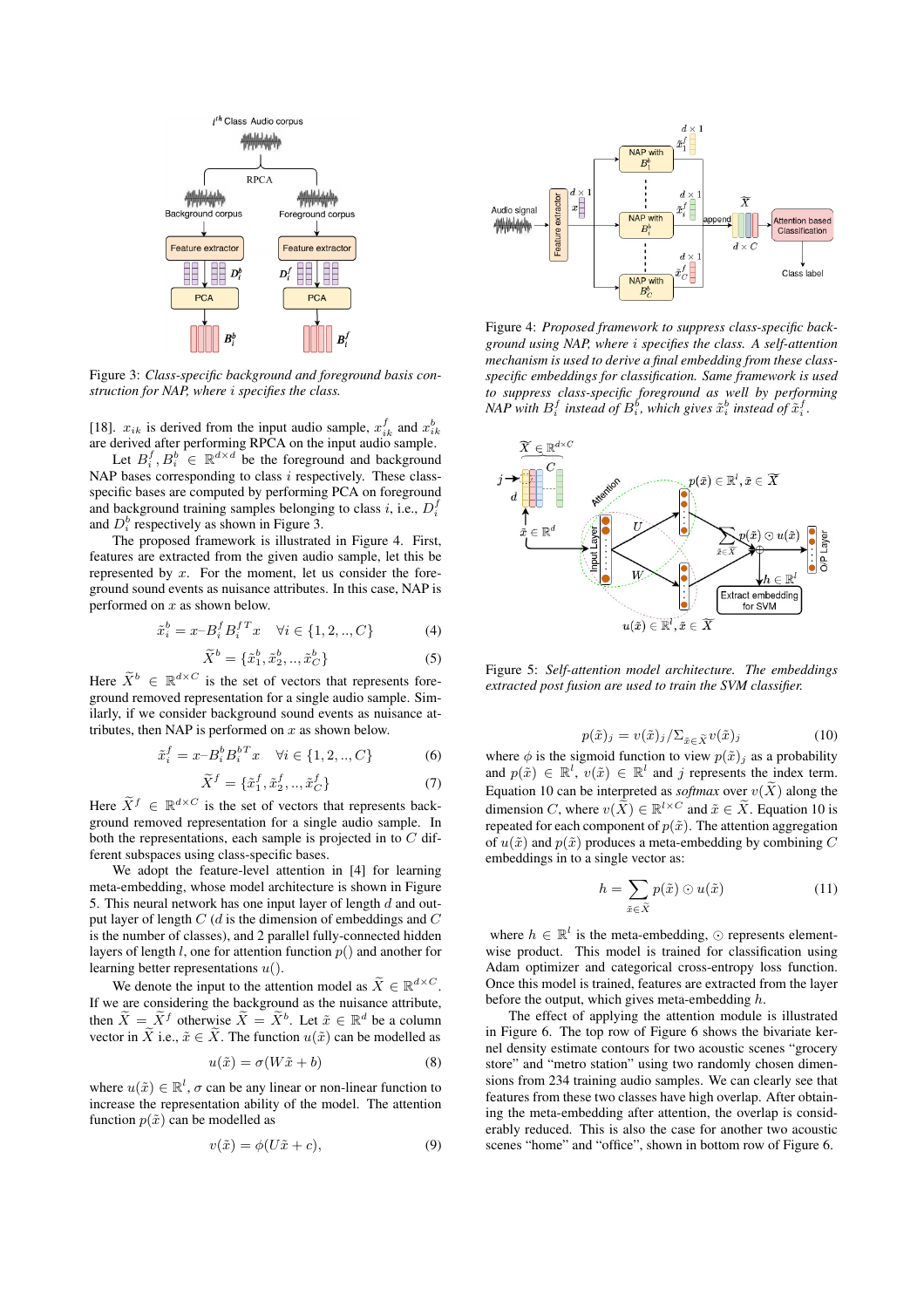Figure 3: *Class-specific background and foreground basis construction for NAP, where $i$ specifies the class.*

[18]. $x_{ik}$ is derived from the input audio sample, $x_{ik}^f$ and $x_{ik}^b$ are derived after performing RPCA on the input audio sample.

Let $B_i^f, B_i^b \in \mathbb{R}^{d \times d}$ be the foreground and background NAP bases corresponding to class $i$ respectively. These class-specific bases are computed by performing PCA on foreground and background training samples belonging to class $i$, i.e., $D_i^f$ and $D_i^b$ respectively as shown in Figure 3.

The proposed framework is illustrated in Figure 4. First, features are extracted from the given audio sample, let this be represented by $x$. For the moment, let us consider the foreground sound events as nuisance attributes. In this case, NAP is performed on $x$ as shown below.

$$\tilde{x}_i^b = x - B_i^f B_i^{fT} x \quad \forall i \in \{1, 2, .., C\} \tag{4}$$

$$\widetilde{X}^b = \{\tilde{x}_1^b, \tilde{x}_2^b, .., \tilde{x}_C^b\} \tag{5}$$

Here $\widetilde{X}^b \in \mathbb{R}^{d \times C}$ is the set of vectors that represents foreground removed representation for a single audio sample. Similarly, if we consider background sound events as nuisance attributes, then NAP is performed on $x$ as shown below.

$$\tilde{x}_i^f = x - B_i^b B_i^{bT} x \quad \forall i \in \{1, 2, .., C\} \tag{6}$$

$$\widetilde{X}^f = \{\tilde{x}_1^f, \tilde{x}_2^f, .., \tilde{x}_C^f\} \tag{7}$$

Here $\widetilde{X}^f \in \mathbb{R}^{d \times C}$ is the set of vectors that represents background removed representation for a single audio sample. In both the representations, each sample is projected in to $C$ different subspaces using class-specific bases.

We adopt the feature-level attention in [4] for learning meta-embedding, whose model architecture is shown in Figure 5. This neural network has one input layer of length $d$ and output layer of length $C$ ($d$ is the dimension of embeddings and $C$ is the number of classes), and 2 parallel fully-connected hidden layers of length $l$, one for attention function $p()$ and another for learning better representations $u()$.

We denote the input to the attention model as $\widetilde{X} \in \mathbb{R}^{d \times C}$. If we are considering the background as the nuisance attribute, then $\widetilde{X} = \widetilde{X}^f$ otherwise $\widetilde{X} = \widetilde{X}^b$. Let $\tilde{x} \in \mathbb{R}^d$ be a column vector in $\widetilde{X}$ i.e., $\tilde{x} \in \widetilde{X}$. The function $u(\tilde{x})$ can be modelled as

$$u(\tilde{x}) = \sigma(W\tilde{x} + b) \tag{8}$$

where $u(\tilde{x}) \in \mathbb{R}^l$, $\sigma$ can be any linear or non-linear function to increase the representation ability of the model. The attention function $p(\tilde{x})$ can be modelled as

$$v(\tilde{x}) = \phi(U\tilde{x} + c), \tag{9}$$

Figure 4: *Proposed framework to suppress class-specific background using NAP, where $i$ specifies the class. A self-attention mechanism is used to derive a final embedding from these class-specific embeddings for classification. Same framework is used to suppress class-specific foreground as well by performing NAP with $B_i^f$ instead of $B_i^b$, which gives $\tilde{x}_i^b$ instead of $\tilde{x}_i^f$.*

Figure 5: *Self-attention model architecture. The embeddings extracted post fusion are used to train the SVM classifier.*

$$p(\tilde{x})_j = v(\tilde{x})_j / \Sigma_{\tilde{x} \in \widetilde{X}} v(\tilde{x})_j \tag{10}$$

where $\phi$ is the sigmoid function to view $p(\tilde{x})_j$ as a probability and $p(\tilde{x}) \in \mathbb{R}^l$, $v(\tilde{x}) \in \mathbb{R}^l$ and $j$ represents the index term. Equation 10 can be interpreted as *softmax* over $v(\widetilde{X})$ along the dimension $C$, where $v(\widetilde{X}) \in \mathbb{R}^{l \times C}$ and $\tilde{x} \in \widetilde{X}$. Equation 10 is repeated for each component of $p(\tilde{x})$. The attention aggregation of $u(\tilde{x})$ and $p(\tilde{x})$ produces a meta-embedding by combining $C$ embeddings in to a single vector as:

$$h = \sum_{\tilde{x} \in \widetilde{X}} p(\tilde{x}) \odot u(\tilde{x}) \tag{11}$$

where $h \in \mathbb{R}^l$ is the meta-embedding, $\odot$ represents element-wise product. This model is trained for classification using Adam optimizer and categorical cross-entropy loss function. Once this model is trained, features are extracted from the layer before the output, which gives meta-embedding $h$.

The effect of applying the attention module is illustrated in Figure 6. The top row of Figure 6 shows the bivariate kernel density estimate contours for two acoustic scenes "grocery store" and "metro station" using two randomly chosen dimensions from 234 training audio samples. We can clearly see that features from these two classes have high overlap. After obtaining the meta-embedding after attention, the overlap is considerably reduced. This is also the case for another two acoustic scenes "home" and "office", shown in bottom row of Figure 6.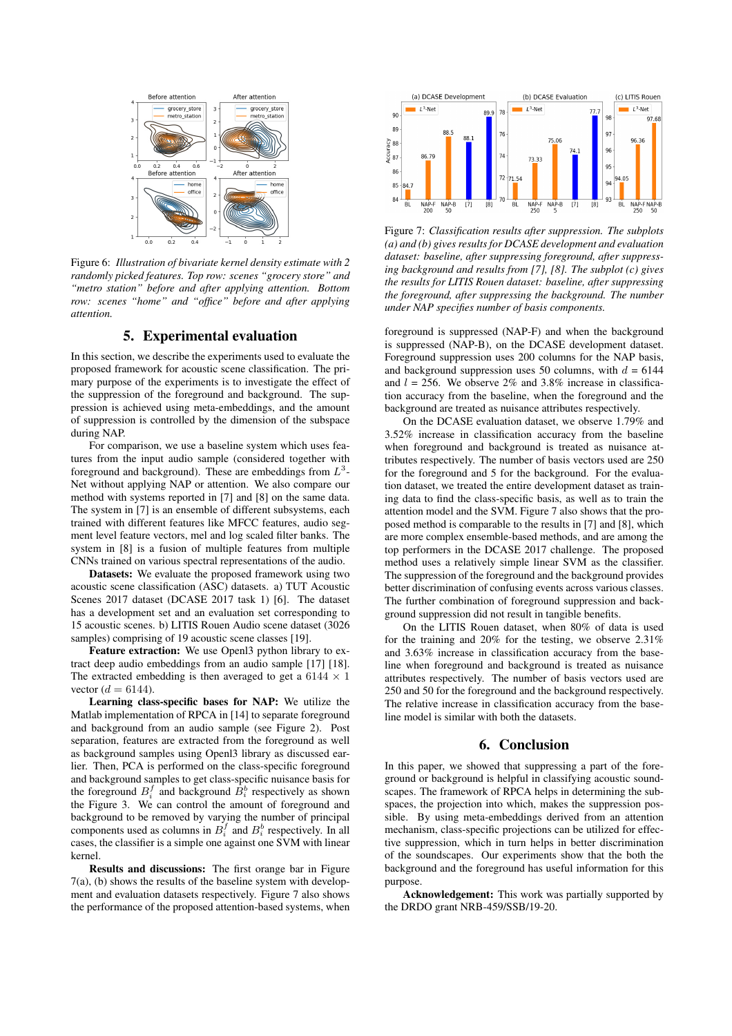Figure 6: *Illustration of bivariate kernel density estimate with 2 randomly picked features. Top row: scenes "grocery store" and "metro station" before and after applying attention. Bottom row: scenes "home" and "office" before and after applying attention.*

## 5. Experimental evaluation

In this section, we describe the experiments used to evaluate the proposed framework for acoustic scene classification. The primary purpose of the experiments is to investigate the effect of the suppression of the foreground and background. The suppression is achieved using meta-embeddings, and the amount of suppression is controlled by the dimension of the subspace during NAP.

For comparison, we use a baseline system which uses features from the input audio sample (considered together with foreground and background). These are embeddings from $L^3$-Net without applying NAP or attention. We also compare our method with systems reported in [7] and [8] on the same data. The system in [7] is an ensemble of different subsystems, each trained with different features like MFCC features, audio segment level feature vectors, mel and log scaled filter banks. The system in [8] is a fusion of multiple features from multiple CNNs trained on various spectral representations of the audio.

**Datasets:** We evaluate the proposed framework using two acoustic scene classification (ASC) datasets. a) TUT Acoustic Scenes 2017 dataset (DCASE 2017 task 1) [6]. The dataset has a development set and an evaluation set corresponding to 15 acoustic scenes. b) LITIS Rouen Audio scene dataset (3026 samples) comprising of 19 acoustic scene classes [19].

**Feature extraction:** We use Openl3 python library to extract deep audio embeddings from an audio sample [17] [18]. The extracted embedding is then averaged to get a $6144 \times 1$ vector ($d = 6144$).

**Learning class-specific bases for NAP:** We utilize the Matlab implementation of RPCA in [14] to separate foreground and background from an audio sample (see Figure 2). Post separation, features are extracted from the foreground as well as background samples using Openl3 library as discussed earlier. Then, PCA is performed on the class-specific foreground and background samples to get class-specific nuisance basis for the foreground $B_i^f$ and background $B_i^b$ respectively as shown the Figure 3. We can control the amount of foreground and background to be removed by varying the number of principal components used as columns in $B_i^f$ and $B_i^b$ respectively. In all cases, the classifier is a simple one against one SVM with linear kernel.

**Results and discussions:** The first orange bar in Figure 7(a), (b) shows the results of the baseline system with development and evaluation datasets respectively. Figure 7 also shows the performance of the proposed attention-based systems, when foreground is suppressed (NAP-F) and when the background is suppressed (NAP-B), on the DCASE development dataset. Foreground suppression uses 200 columns for the NAP basis, and background suppression uses 50 columns, with $d = 6144$ and $l = 256$. We observe 2% and 3.8% increase in classification accuracy from the baseline, when the foreground and the background are treated as nuisance attributes respectively.

Figure 7: *Classification results after suppression. The subplots (a) and (b) gives results for DCASE development and evaluation dataset: baseline, after suppressing foreground, after suppressing background and results from [7], [8]. The subplot (c) gives the results for LITIS Rouen dataset: baseline, after suppressing the foreground, after suppressing the background. The number under NAP specifies number of basis components.*

On the DCASE evaluation dataset, we observe 1.79% and 3.52% increase in classification accuracy from the baseline when foreground and background is treated as nuisance attributes respectively. The number of basis vectors used are 250 for the foreground and 5 for the background. For the evaluation dataset, we treated the entire development dataset as training data to find the class-specific basis, as well as to train the attention model and the SVM. Figure 7 also shows that the proposed method is comparable to the results in [7] and [8], which are more complex ensemble-based methods, and are among the top performers in the DCASE 2017 challenge. The proposed method uses a relatively simple linear SVM as the classifier. The suppression of the foreground and the background provides better discrimination of confusing events across various classes. The further combination of foreground suppression and background suppression did not result in tangible benefits.

On the LITIS Rouen dataset, when 80% of data is used for the training and 20% for the testing, we observe 2.31% and 3.63% increase in classification accuracy from the baseline when foreground and background is treated as nuisance attributes respectively. The number of basis vectors used are 250 and 50 for the foreground and the background respectively. The relative increase in classification accuracy from the baseline model is similar with both the datasets.

## 6. Conclusion

In this paper, we showed that suppressing a part of the foreground or background is helpful in classifying acoustic soundscapes. The framework of RPCA helps in determining the subspaces, the projection into which, makes the suppression possible. By using meta-embeddings derived from an attention mechanism, class-specific projections can be utilized for effective suppression, which in turn helps in better discrimination of the soundscapes. Our experiments show that the both the background and the foreground has useful information for this purpose.

**Acknowledgement:** This work was partially supported by the DRDO grant NRB-459/SSB/19-20.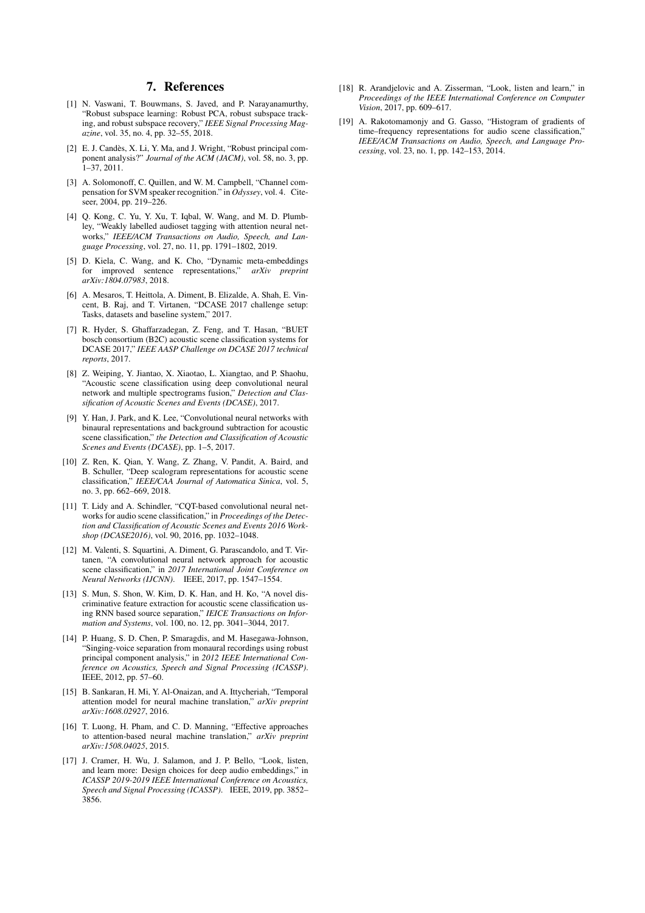# 7. References

[1] N. Vaswani, T. Bouwmans, S. Javed, and P. Narayanamurthy, "Robust subspace learning: Robust PCA, robust subspace tracking, and robust subspace recovery," *IEEE Signal Processing Magazine*, vol. 35, no. 4, pp. 32–55, 2018.

[2] E. J. Candès, X. Li, Y. Ma, and J. Wright, "Robust principal component analysis?" *Journal of the ACM (JACM)*, vol. 58, no. 3, pp. 1–37, 2011.

[3] A. Solomonoff, C. Quillen, and W. M. Campbell, "Channel compensation for SVM speaker recognition." in *Odyssey*, vol. 4. Citeseer, 2004, pp. 219–226.

[4] Q. Kong, C. Yu, Y. Xu, T. Iqbal, W. Wang, and M. D. Plumbley, "Weakly labelled audioset tagging with attention neural networks," *IEEE/ACM Transactions on Audio, Speech, and Language Processing*, vol. 27, no. 11, pp. 1791–1802, 2019.

[5] D. Kiela, C. Wang, and K. Cho, "Dynamic meta-embeddings for improved sentence representations," *arXiv preprint arXiv:1804.07983*, 2018.

[6] A. Mesaros, T. Heittola, A. Diment, B. Elizalde, A. Shah, E. Vincent, B. Raj, and T. Virtanen, "DCASE 2017 challenge setup: Tasks, datasets and baseline system," 2017.

[7] R. Hyder, S. Ghaffarzadegan, Z. Feng, and T. Hasan, "BUET bosch consortium (B2C) acoustic scene classification systems for DCASE 2017," *IEEE AASP Challenge on DCASE 2017 technical reports*, 2017.

[8] Z. Weiping, Y. Jiantao, X. Xiaotao, L. Xiangtao, and P. Shaohu, "Acoustic scene classification using deep convolutional neural network and multiple spectrograms fusion," *Detection and Classification of Acoustic Scenes and Events (DCASE)*, 2017.

[9] Y. Han, J. Park, and K. Lee, "Convolutional neural networks with binaural representations and background subtraction for acoustic scene classification," *the Detection and Classification of Acoustic Scenes and Events (DCASE)*, pp. 1–5, 2017.

[10] Z. Ren, K. Qian, Y. Wang, Z. Zhang, V. Pandit, A. Baird, and B. Schuller, "Deep scalogram representations for acoustic scene classification," *IEEE/CAA Journal of Automatica Sinica*, vol. 5, no. 3, pp. 662–669, 2018.

[11] T. Lidy and A. Schindler, "CQT-based convolutional neural networks for audio scene classification," in *Proceedings of the Detection and Classification of Acoustic Scenes and Events 2016 Workshop (DCASE2016)*, vol. 90, 2016, pp. 1032–1048.

[12] M. Valenti, S. Squartini, A. Diment, G. Parascandolo, and T. Virtanen, "A convolutional neural network approach for acoustic scene classification," in *2017 International Joint Conference on Neural Networks (IJCNN)*. IEEE, 2017, pp. 1547–1554.

[13] S. Mun, S. Shon, W. Kim, D. K. Han, and H. Ko, "A novel discriminative feature extraction for acoustic scene classification using RNN based source separation," *IEICE Transactions on Information and Systems*, vol. 100, no. 12, pp. 3041–3044, 2017.

[14] P. Huang, S. D. Chen, P. Smaragdis, and M. Hasegawa-Johnson, "Singing-voice separation from monaural recordings using robust principal component analysis," in *2012 IEEE International Conference on Acoustics, Speech and Signal Processing (ICASSP)*. IEEE, 2012, pp. 57–60.

[15] B. Sankaran, H. Mi, Y. Al-Onaizan, and A. Ittycheriah, "Temporal attention model for neural machine translation," *arXiv preprint arXiv:1608.02927*, 2016.

[16] T. Luong, H. Pham, and C. D. Manning, "Effective approaches to attention-based neural machine translation," *arXiv preprint arXiv:1508.04025*, 2015.

[17] J. Cramer, H. Wu, J. Salamon, and J. P. Bello, "Look, listen, and learn more: Design choices for deep audio embeddings," in *ICASSP 2019-2019 IEEE International Conference on Acoustics, Speech and Signal Processing (ICASSP)*. IEEE, 2019, pp. 3852–3856.

[18] R. Arandjelovic and A. Zisserman, "Look, listen and learn," in *Proceedings of the IEEE International Conference on Computer Vision*, 2017, pp. 609–617.

[19] A. Rakotomamonjy and G. Gasso, "Histogram of gradients of time–frequency representations for audio scene classification," *IEEE/ACM Transactions on Audio, Speech, and Language Processing*, vol. 23, no. 1, pp. 142–153, 2014.